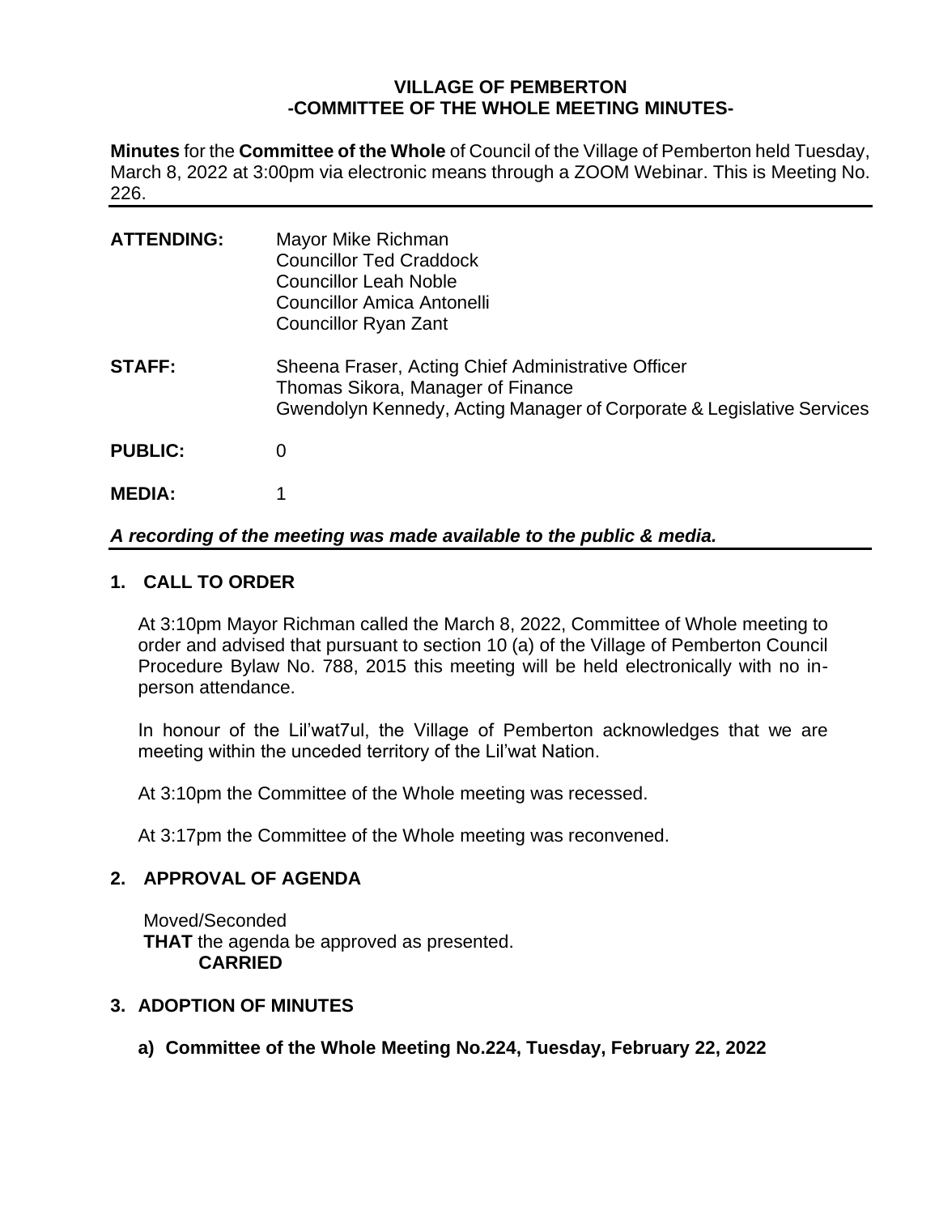# VILLAGE OF PEMBERTON
## -COMMITTEE OF THE WHOLE MEETING MINUTES-

**Minutes** for the **Committee of the Whole** of Council of the Village of Pemberton held Tuesday, March 8, 2022 at 3:00pm via electronic means through a ZOOM Webinar. This is Meeting No. 226.

---

**ATTENDING:**
Mayor Mike Richman
Councillor Ted Craddock
Councillor Leah Noble
Councillor Amica Antonelli
Councillor Ryan Zant

**STAFF:**
Sheena Fraser, Acting Chief Administrative Officer
Thomas Sikora, Manager of Finance
Gwendolyn Kennedy, Acting Manager of Corporate & Legislative Services

**PUBLIC:** 0

**MEDIA:** 1

***A recording of the meeting was made available to the public & media.***

---

## 1. CALL TO ORDER

At 3:10pm Mayor Richman called the March 8, 2022, Committee of Whole meeting to order and advised that pursuant to section 10 (a) of the Village of Pemberton Council Procedure Bylaw No. 788, 2015 this meeting will be held electronically with no in-person attendance.

In honour of the Lil'wat7ul, the Village of Pemberton acknowledges that we are meeting within the unceded territory of the Lil'wat Nation.

At 3:10pm the Committee of the Whole meeting was recessed.

At 3:17pm the Committee of the Whole meeting was reconvened.

## 2. APPROVAL OF AGENDA

Moved/Seconded
**THAT** the agenda be approved as presented.
**CARRIED**

## 3. ADOPTION OF MINUTES

### a) Committee of the Whole Meeting No.224, Tuesday, February 22, 2022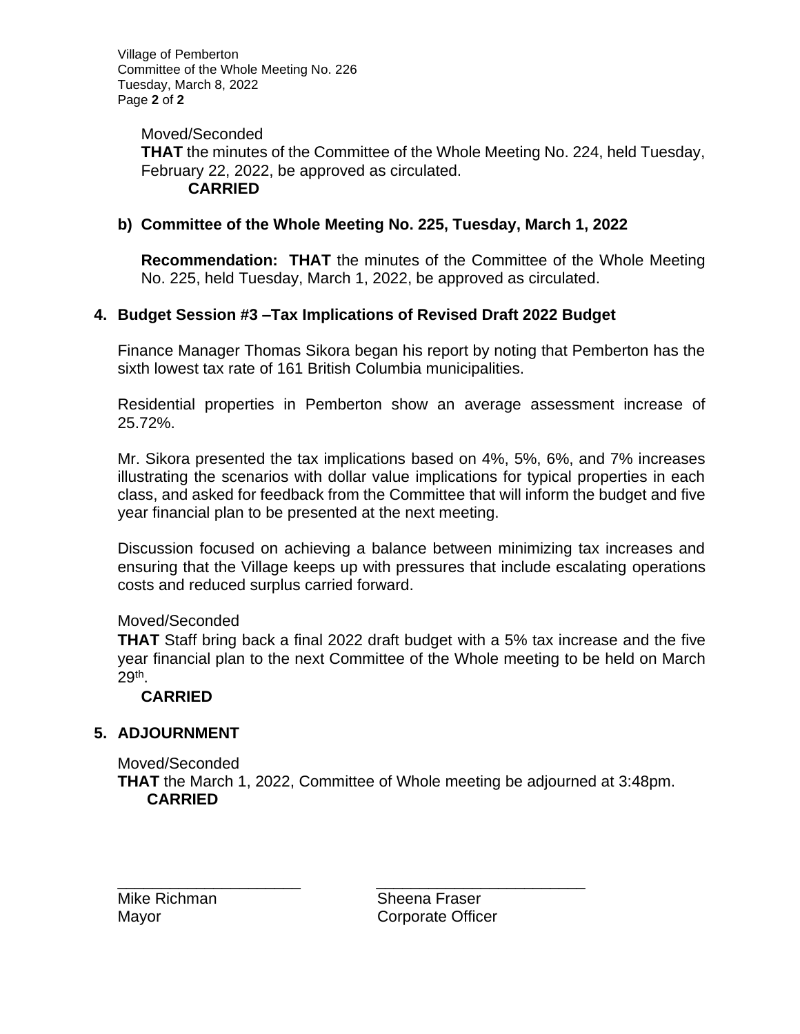Moved/Seconded
**THAT** the minutes of the Committee of the Whole Meeting No. 224, held Tuesday, February 22, 2022, be approved as circulated.
**CARRIED**

**b) Committee of the Whole Meeting No. 225, Tuesday, March 1, 2022**

**Recommendation: THAT** the minutes of the Committee of the Whole Meeting No. 225, held Tuesday, March 1, 2022, be approved as circulated.

## 4. Budget Session #3 –Tax Implications of Revised Draft 2022 Budget

Finance Manager Thomas Sikora began his report by noting that Pemberton has the sixth lowest tax rate of 161 British Columbia municipalities.

Residential properties in Pemberton show an average assessment increase of 25.72%.

Mr. Sikora presented the tax implications based on 4%, 5%, 6%, and 7% increases illustrating the scenarios with dollar value implications for typical properties in each class, and asked for feedback from the Committee that will inform the budget and five year financial plan to be presented at the next meeting.

Discussion focused on achieving a balance between minimizing tax increases and ensuring that the Village keeps up with pressures that include escalating operations costs and reduced surplus carried forward.

Moved/Seconded
**THAT** Staff bring back a final 2022 draft budget with a 5% tax increase and the five year financial plan to the next Committee of the Whole meeting to be held on March 29th.
**CARRIED**

## 5. ADJOURNMENT

Moved/Seconded
**THAT** the March 1, 2022, Committee of Whole meeting be adjourned at 3:48pm.
**CARRIED**

\_\_\_\_\_\_\_\_\_\_\_\_\_\_\_\_\_\_\_\_\_\_ \_\_\_\_\_\_\_\_\_\_\_\_\_\_\_\_\_\_\_\_\_\_\_\_\_

Mike Richman
Mayor

Sheena Fraser
Corporate Officer